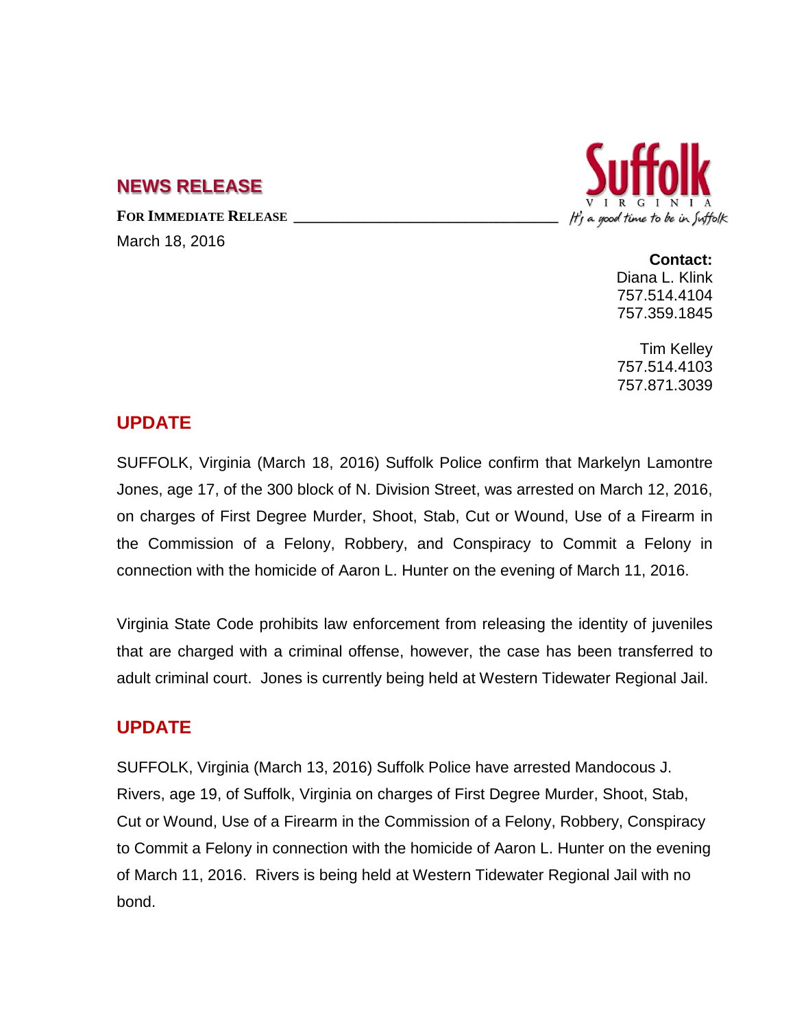## NEWS RELEASE

**FOR IMMEDIATE RELEASE**

March 18, 2016

**Contact:**
Diana L. Klink
757.514.4104
757.359.1845

Tim Kelley
757.514.4103
757.871.3039

## UPDATE

SUFFOLK, Virginia (March 18, 2016) Suffolk Police confirm that Markelyn Lamontre Jones, age 17, of the 300 block of N. Division Street, was arrested on March 12, 2016, on charges of First Degree Murder, Shoot, Stab, Cut or Wound, Use of a Firearm in the Commission of a Felony, Robbery, and Conspiracy to Commit a Felony in connection with the homicide of Aaron L. Hunter on the evening of March 11, 2016.

Virginia State Code prohibits law enforcement from releasing the identity of juveniles that are charged with a criminal offense, however, the case has been transferred to adult criminal court. Jones is currently being held at Western Tidewater Regional Jail.

## UPDATE

SUFFOLK, Virginia (March 13, 2016) Suffolk Police have arrested Mandocous J. Rivers, age 19, of Suffolk, Virginia on charges of First Degree Murder, Shoot, Stab, Cut or Wound, Use of a Firearm in the Commission of a Felony, Robbery, Conspiracy to Commit a Felony in connection with the homicide of Aaron L. Hunter on the evening of March 11, 2016. Rivers is being held at Western Tidewater Regional Jail with no bond.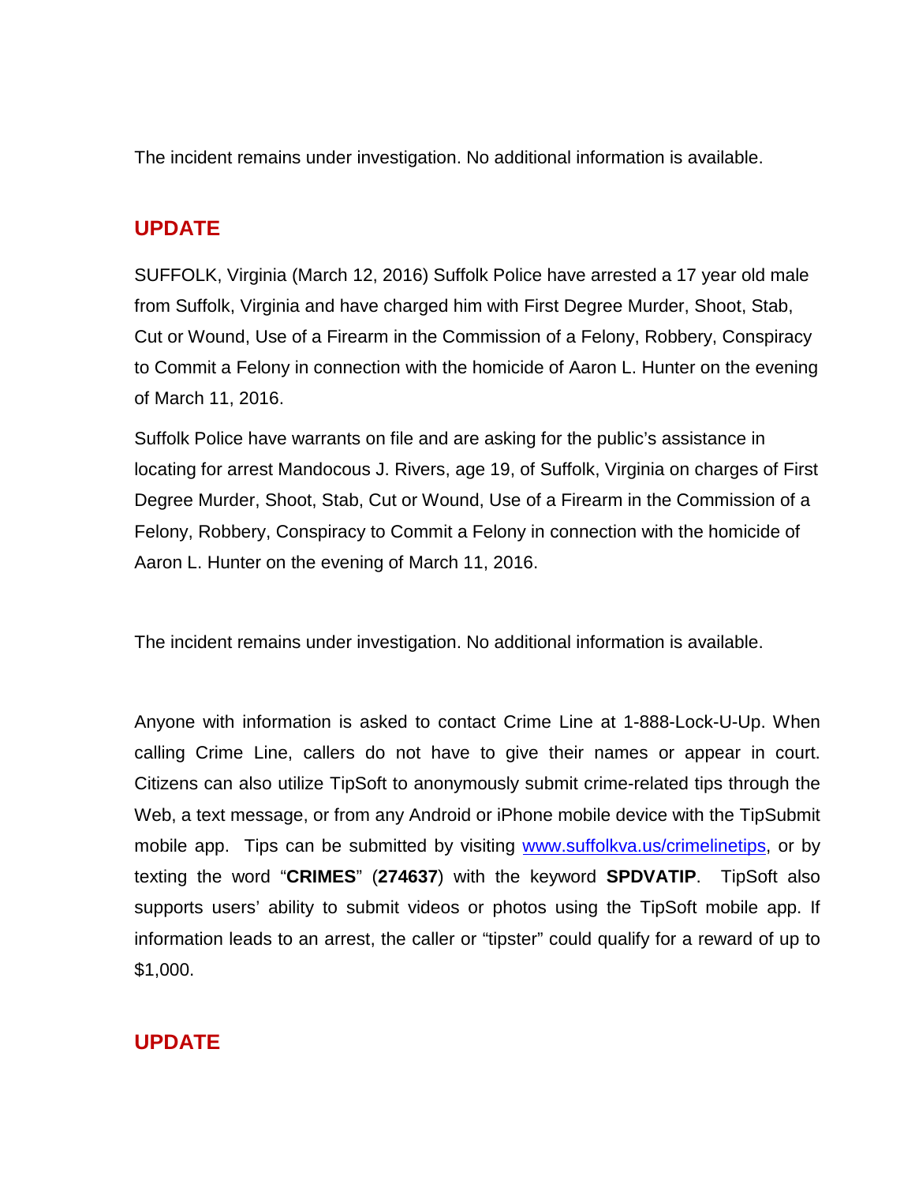The incident remains under investigation. No additional information is available.

## UPDATE

SUFFOLK, Virginia (March 12, 2016) Suffolk Police have arrested a 17 year old male from Suffolk, Virginia and have charged him with First Degree Murder, Shoot, Stab, Cut or Wound, Use of a Firearm in the Commission of a Felony, Robbery, Conspiracy to Commit a Felony in connection with the homicide of Aaron L. Hunter on the evening of March 11, 2016.

Suffolk Police have warrants on file and are asking for the public's assistance in locating for arrest Mandocous J. Rivers, age 19, of Suffolk, Virginia on charges of First Degree Murder, Shoot, Stab, Cut or Wound, Use of a Firearm in the Commission of a Felony, Robbery, Conspiracy to Commit a Felony in connection with the homicide of Aaron L. Hunter on the evening of March 11, 2016.

The incident remains under investigation. No additional information is available.

Anyone with information is asked to contact Crime Line at 1-888-Lock-U-Up. When calling Crime Line, callers do not have to give their names or appear in court. Citizens can also utilize TipSoft to anonymously submit crime-related tips through the Web, a text message, or from any Android or iPhone mobile device with the TipSubmit mobile app. Tips can be submitted by visiting [www.suffolkva.us/crimelinetips](http://www.suffolkva.us/crimelinetips), or by texting the word "**CRIMES**" (**274637**) with the keyword **SPDVATIP**. TipSoft also supports users' ability to submit videos or photos using the TipSoft mobile app. If information leads to an arrest, the caller or "tipster" could qualify for a reward of up to $1,000.

## UPDATE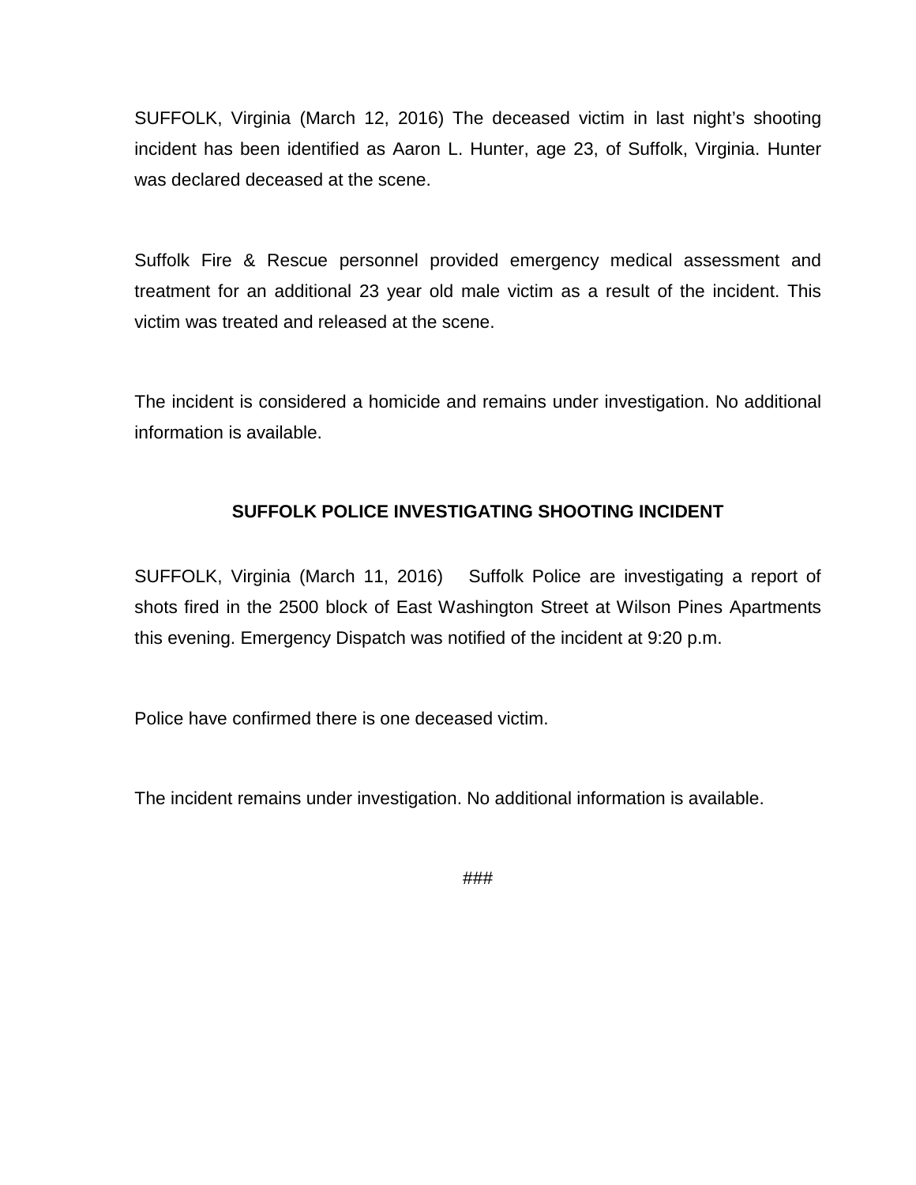SUFFOLK, Virginia (March 12, 2016) The deceased victim in last night's shooting incident has been identified as Aaron L. Hunter, age 23, of Suffolk, Virginia. Hunter was declared deceased at the scene.

Suffolk Fire & Rescue personnel provided emergency medical assessment and treatment for an additional 23 year old male victim as a result of the incident. This victim was treated and released at the scene.

The incident is considered a homicide and remains under investigation. No additional information is available.

## SUFFOLK POLICE INVESTIGATING SHOOTING INCIDENT

SUFFOLK, Virginia (March 11, 2016) Suffolk Police are investigating a report of shots fired in the 2500 block of East Washington Street at Wilson Pines Apartments this evening. Emergency Dispatch was notified of the incident at 9:20 p.m.

Police have confirmed there is one deceased victim.

The incident remains under investigation. No additional information is available.

###